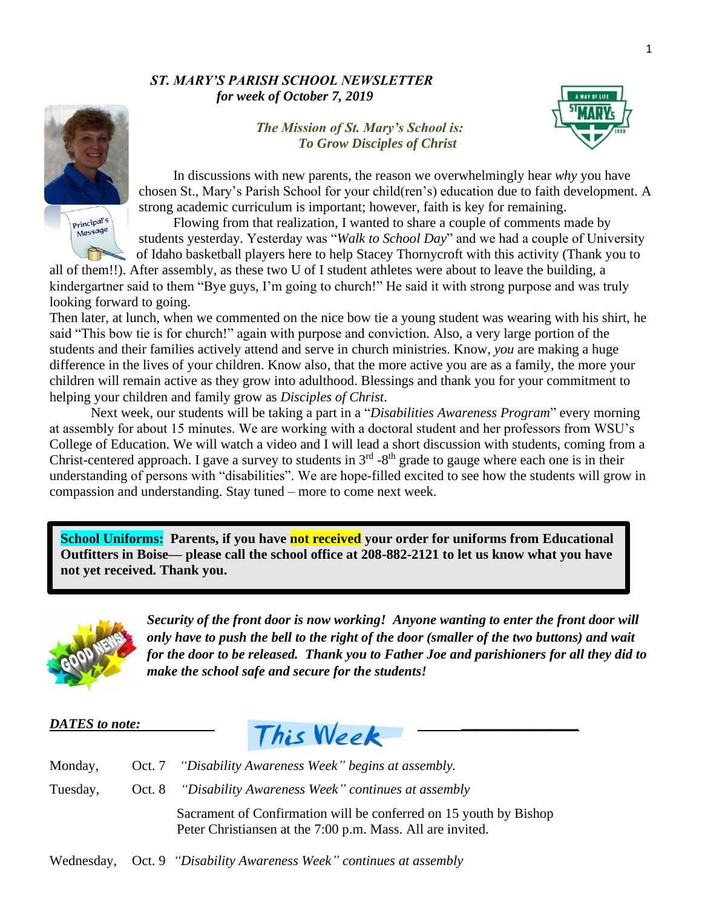***ST. MARY'S PARISH SCHOOL NEWSLETTER***
***for week of October 7, 2019***

***The Mission of St. Mary's School is:***
***To Grow Disciples of Christ***

Principal's Message

In discussions with new parents, the reason we overwhelmingly hear *why* you have chosen St., Mary's Parish School for your child(ren's) education due to faith development. A strong academic curriculum is important; however, faith is key for remaining.

Flowing from that realization, I wanted to share a couple of comments made by students yesterday. Yesterday was "*Walk to School Day*" and we had a couple of University of Idaho basketball players here to help Stacey Thornycroft with this activity (Thank you to all of them!!). After assembly, as these two U of I student athletes were about to leave the building, a kindergartner said to them "Bye guys, I'm going to church!" He said it with strong purpose and was truly looking forward to going.

Then later, at lunch, when we commented on the nice bow tie a young student was wearing with his shirt, he said "This bow tie is for church!" again with purpose and conviction. Also, a very large portion of the students and their families actively attend and serve in church ministries. Know, *you* are making a huge difference in the lives of your children. Know also, that the more active you are as a family, the more your children will remain active as they grow into adulthood. Blessings and thank you for your commitment to helping your children and family grow as *Disciples of Christ*.

Next week, our students will be taking a part in a "*Disabilities Awareness Program*" every morning at assembly for about 15 minutes. We are working with a doctoral student and her professors from WSU's College of Education. We will watch a video and I will lead a short discussion with students, coming from a Christ-centered approach. I gave a survey to students in 3rd -8th grade to gauge where each one is in their understanding of persons with "disabilities". We are hope-filled excited to see how the students will grow in compassion and understanding. Stay tuned – more to come next week.

**School Uniforms: Parents, if you have not received your order for uniforms from Educational Outfitters in Boise— please call the school office at 208-882-2121 to let us know what you have not yet received. Thank you.**

***Security of the front door is now working! Anyone wanting to enter the front door will only have to push the bell to the right of the door (smaller of the two buttons) and wait for the door to be released. Thank you to Father Joe and parishioners for all they did to make the school safe and secure for the students!***

***DATES to note:***

## This Week

| | | |
|---|---|---|
| Monday, | Oct. 7 | *"Disability Awareness Week" begins at assembly.* |
| Tuesday, | Oct. 8 | *"Disability Awareness Week" continues at assembly* |
| | | Sacrament of Confirmation will be conferred on 15 youth by Bishop Peter Christiansen at the 7:00 p.m. Mass. All are invited. |
| Wednesday, | Oct. 9 | *"Disability Awareness Week" continues at assembly* |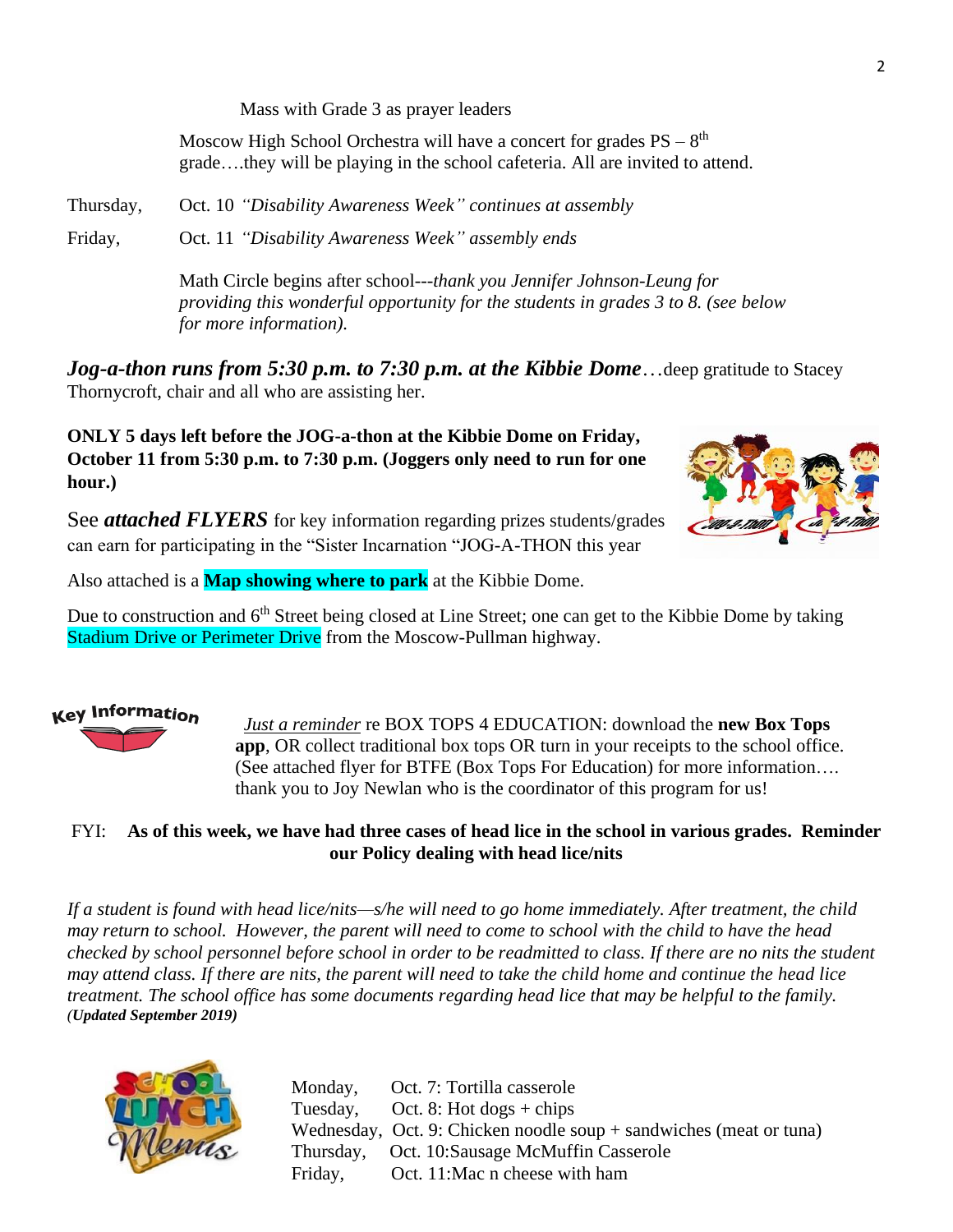Mass with Grade 3 as prayer leaders

Moscow High School Orchestra will have a concert for grades PS – 8th grade….they will be playing in the school cafeteria. All are invited to attend.

Thursday, Oct. 10 *"Disability Awareness Week" continues at assembly*

Friday, Oct. 11 *"Disability Awareness Week" assembly ends*

Math Circle begins after school---*thank you Jennifer Johnson-Leung for providing this wonderful opportunity for the students in grades 3 to 8. (see below for more information).*

***Jog-a-thon runs from 5:30 p.m. to 7:30 p.m. at the Kibbie Dome***…deep gratitude to Stacey Thornycroft, chair and all who are assisting her.

**ONLY 5 days left before the JOG-a-thon at the Kibbie Dome on Friday, October 11 from 5:30 p.m. to 7:30 p.m. (Joggers only need to run for one hour.)**

See ***attached FLYERS*** for key information regarding prizes students/grades can earn for participating in the "Sister Incarnation "JOG-A-THON this year

Also attached is a **Map showing where to park** at the Kibbie Dome.

Due to construction and 6th Street being closed at Line Street; one can get to the Kibbie Dome by taking Stadium Drive or Perimeter Drive from the Moscow-Pullman highway.

Key Information

*Just a reminder* re BOX TOPS 4 EDUCATION: download the **new Box Tops app**, OR collect traditional box tops OR turn in your receipts to the school office. (See attached flyer for BTFE (Box Tops For Education) for more information…. thank you to Joy Newlan who is the coordinator of this program for us!

FYI: **As of this week, we have had three cases of head lice in the school in various grades. Reminder our Policy dealing with head lice/nits**

*If a student is found with head lice/nits—s/he will need to go home immediately. After treatment, the child may return to school. However, the parent will need to come to school with the child to have the head checked by school personnel before school in order to be readmitted to class. If there are no nits the student may attend class. If there are nits, the parent will need to take the child home and continue the head lice treatment. The school office has some documents regarding head lice that may be helpful to the family.* ***(Updated September 2019)***

School Lunch Menus

Monday, Oct. 7: Tortilla casserole
Tuesday, Oct. 8: Hot dogs + chips
Wednesday, Oct. 9: Chicken noodle soup + sandwiches (meat or tuna)
Thursday, Oct. 10:Sausage McMuffin Casserole
Friday, Oct. 11:Mac n cheese with ham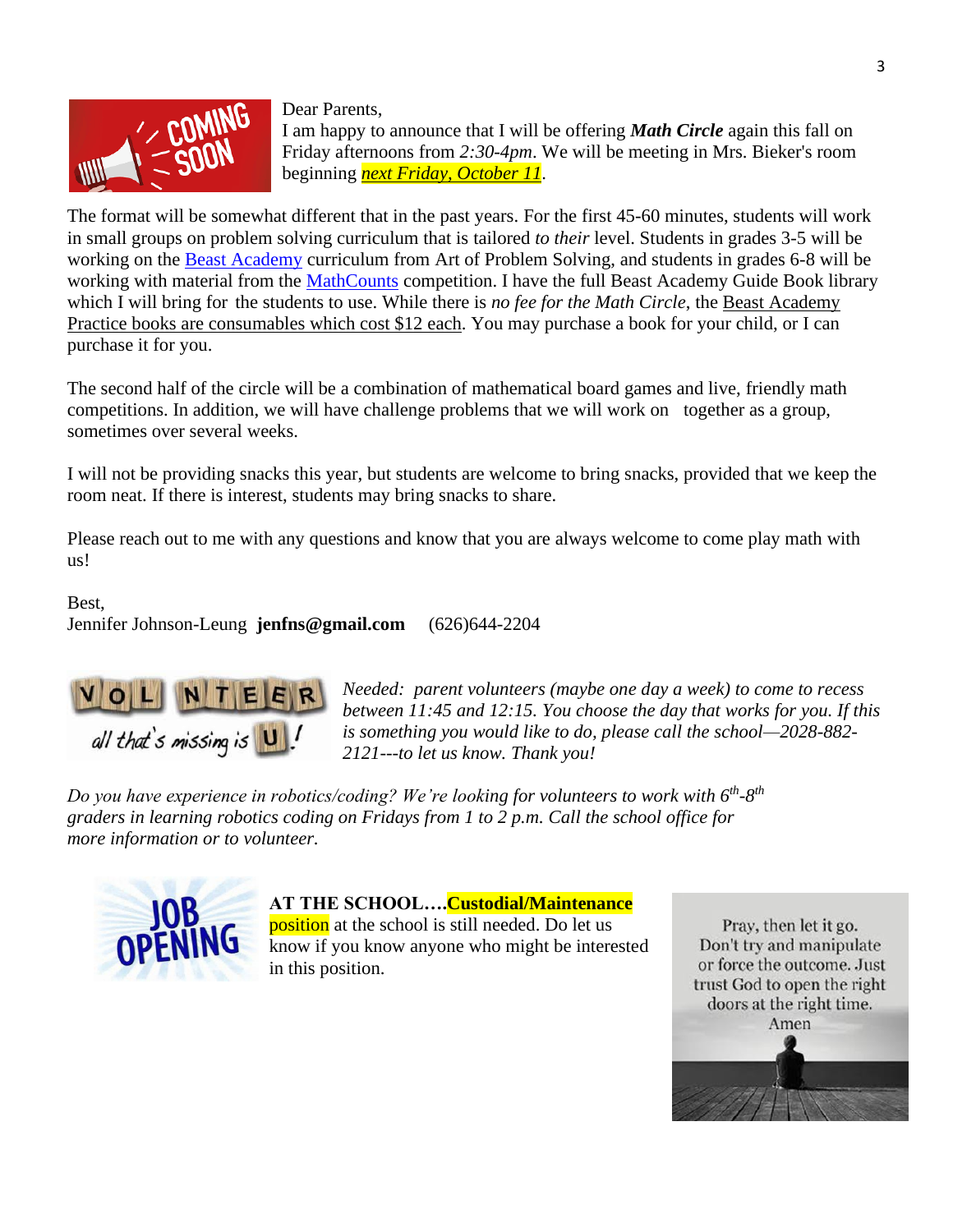Dear Parents,
I am happy to announce that I will be offering ***Math Circle*** again this fall on Friday afternoons from *2:30-4pm*. We will be meeting in Mrs. Bieker's room beginning ***next Friday, October 11***.

The format will be somewhat different that in the past years. For the first 45-60 minutes, students will work in small groups on problem solving curriculum that is tailored *to their* level. Students in grades 3-5 will be working on the Beast Academy curriculum from Art of Problem Solving, and students in grades 6-8 will be working with material from the MathCounts competition. I have the full Beast Academy Guide Book library which I will bring for the students to use. While there is *no fee for the Math Circle*, the Beast Academy Practice books are consumables which cost $12 each. You may purchase a book for your child, or I can purchase it for you.

The second half of the circle will be a combination of mathematical board games and live, friendly math competitions. In addition, we will have challenge problems that we will work on together as a group, sometimes over several weeks.

I will not be providing snacks this year, but students are welcome to bring snacks, provided that we keep the room neat. If there is interest, students may bring snacks to share.

Please reach out to me with any questions and know that you are always welcome to come play math with us!

Best,
Jennifer Johnson-Leung **jenfns@gmail.com** (626)644-2204

*Needed: parent volunteers (maybe one day a week) to come to recess between 11:45 and 12:15. You choose the day that works for you. If this is something you would like to do, please call the school—2028-882-2121---to let us know. Thank you!*

*Do you have experience in robotics/coding? We're looking for volunteers to work with 6th-8th graders in learning robotics coding on Fridays from 1 to 2 p.m. Call the school office for more information or to volunteer.*

**AT THE SCHOOL….Custodial/Maintenance** position at the school is still needed. Do let us know if you know anyone who might be interested in this position.

Pray, then let it go. Don't try and manipulate or force the outcome. Just trust God to open the right doors at the right time. Amen